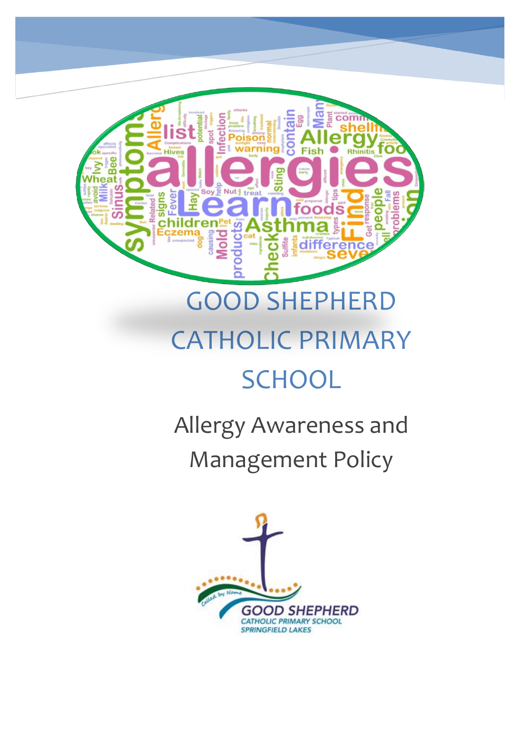# GOOD SHEPHERD CATHOLIC PRIMARY SCHOOL

## Allergy Awareness and Management Policy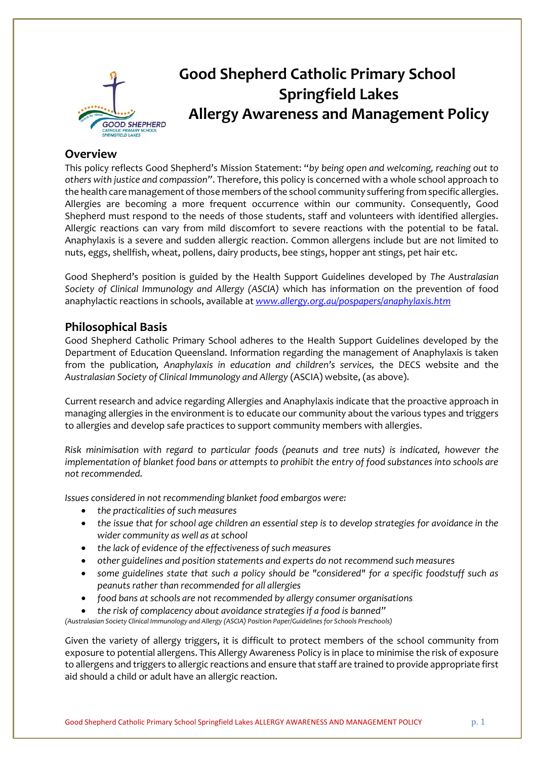# Good Shepherd Catholic Primary School Springfield Lakes Allergy Awareness and Management Policy

## Overview

This policy reflects Good Shepherd's Mission Statement: "*by being open and welcoming, reaching out to others with justice and compassion*". Therefore, this policy is concerned with a whole school approach to the health care management of those members of the school community suffering from specific allergies. Allergies are becoming a more frequent occurrence within our community. Consequently, Good Shepherd must respond to the needs of those students, staff and volunteers with identified allergies. Allergic reactions can vary from mild discomfort to severe reactions with the potential to be fatal. Anaphylaxis is a severe and sudden allergic reaction. Common allergens include but are not limited to nuts, eggs, shellfish, wheat, pollens, dairy products, bee stings, hopper ant stings, pet hair etc.

Good Shepherd's position is guided by the Health Support Guidelines developed by *The Australasian Society of Clinical Immunology and Allergy (ASCIA)* which has information on the prevention of food anaphylactic reactions in schools, available at *www.allergy.org.au/pospapers/anaphylaxis.htm*

## Philosophical Basis

Good Shepherd Catholic Primary School adheres to the Health Support Guidelines developed by the Department of Education Queensland. Information regarding the management of Anaphylaxis is taken from the publication*, Anaphylaxis in education and children's services,* the DECS website and the *Australasian Society of Clinical Immunology and Allergy* (ASCIA) website, (as above).

Current research and advice regarding Allergies and Anaphylaxis indicate that the proactive approach in managing allergies in the environment is to educate our community about the various types and triggers to allergies and develop safe practices to support community members with allergies.

*Risk minimisation with regard to particular foods (peanuts and tree nuts) is indicated, however the implementation of blanket food bans or attempts to prohibit the entry of food substances into schools are not recommended.*

*Issues considered in not recommending blanket food embargos were:*

- *the practicalities of such measures*
- *the issue that for school age children an essential step is to develop strategies for avoidance in the wider community as well as at school*
- *the lack of evidence of the effectiveness of such measures*
- *other guidelines and position statements and experts do not recommend such measures*
- *some guidelines state that such a policy should be "considered" for a specific foodstuff such as peanuts rather than recommended for all allergies*
- *food bans at schools are not recommended by allergy consumer organisations*
- *the risk of complacency about avoidance strategies if a food is banned"*

*(Australasian Society Clinical Immunology and Allergy (ASCIA) Position Paper/Guidelines for Schools Preschools)*

Given the variety of allergy triggers, it is difficult to protect members of the school community from exposure to potential allergens. This Allergy Awareness Policy is in place to minimise the risk of exposure to allergens and triggers to allergic reactions and ensure that staff are trained to provide appropriate first aid should a child or adult have an allergic reaction.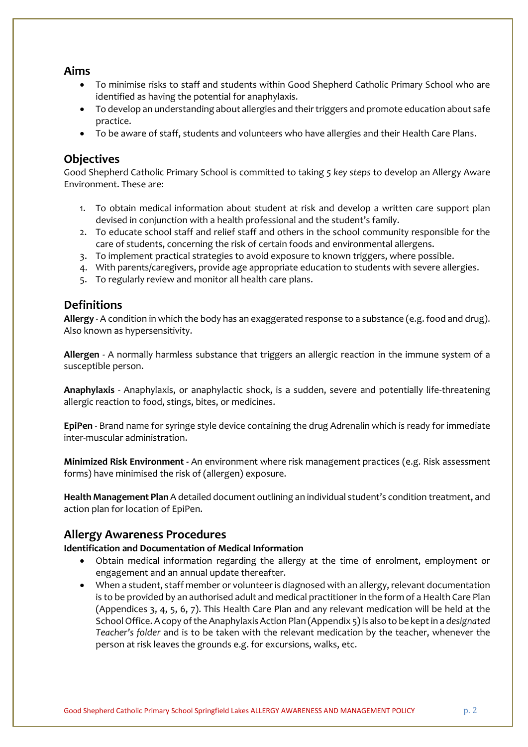## Aims

- To minimise risks to staff and students within Good Shepherd Catholic Primary School who are identified as having the potential for anaphylaxis.
- To develop an understanding about allergies and their triggers and promote education about safe practice.
- To be aware of staff, students and volunteers who have allergies and their Health Care Plans.

## Objectives

Good Shepherd Catholic Primary School is committed to taking *5 key steps* to develop an Allergy Aware Environment. These are:

1. To obtain medical information about student at risk and develop a written care support plan devised in conjunction with a health professional and the student's family.
2. To educate school staff and relief staff and others in the school community responsible for the care of students, concerning the risk of certain foods and environmental allergens.
3. To implement practical strategies to avoid exposure to known triggers, where possible.
4. With parents/caregivers, provide age appropriate education to students with severe allergies.
5. To regularly review and monitor all health care plans.

## Definitions

**Allergy** - A condition in which the body has an exaggerated response to a substance (e.g. food and drug). Also known as hypersensitivity.

**Allergen** - A normally harmless substance that triggers an allergic reaction in the immune system of a susceptible person.

**Anaphylaxis** - Anaphylaxis, or anaphylactic shock, is a sudden, severe and potentially life-threatening allergic reaction to food, stings, bites, or medicines.

**EpiPen** - Brand name for syringe style device containing the drug Adrenalin which is ready for immediate inter-muscular administration.

**Minimized Risk Environment** - An environment where risk management practices (e.g. Risk assessment forms) have minimised the risk of (allergen) exposure.

**Health Management Plan** A detailed document outlining an individual student's condition treatment, and action plan for location of EpiPen.

## Allergy Awareness Procedures

**Identification and Documentation of Medical Information**

- Obtain medical information regarding the allergy at the time of enrolment, employment or engagement and an annual update thereafter.
- When a student, staff member or volunteer is diagnosed with an allergy, relevant documentation is to be provided by an authorised adult and medical practitioner in the form of a Health Care Plan (Appendices 3, 4, 5, 6, 7). This Health Care Plan and any relevant medication will be held at the School Office. A copy of the Anaphylaxis Action Plan (Appendix 5) is also to be kept in a *designated Teacher's folder* and is to be taken with the relevant medication by the teacher, whenever the person at risk leaves the grounds e.g. for excursions, walks, etc.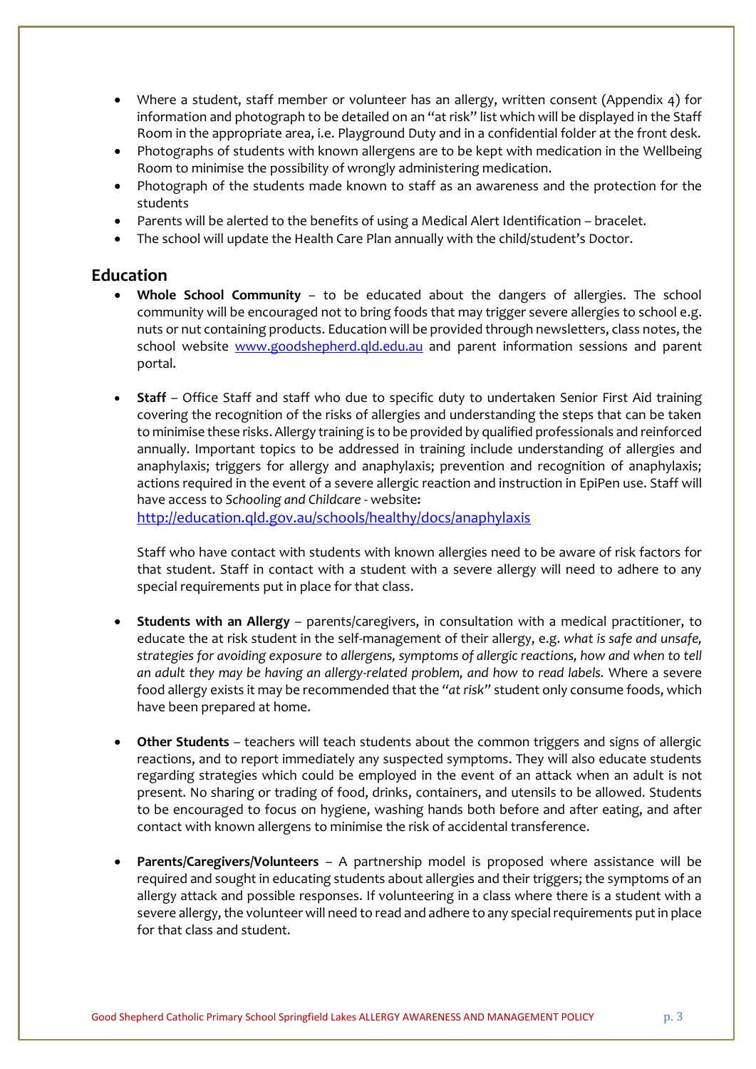- Where a student, staff member or volunteer has an allergy, written consent (Appendix 4) for information and photograph to be detailed on an "at risk" list which will be displayed in the Staff Room in the appropriate area, i.e. Playground Duty and in a confidential folder at the front desk.
- Photographs of students with known allergens are to be kept with medication in the Wellbeing Room to minimise the possibility of wrongly administering medication.
- Photograph of the students made known to staff as an awareness and the protection for the students
- Parents will be alerted to the benefits of using a Medical Alert Identification – bracelet.
- The school will update the Health Care Plan annually with the child/student's Doctor.

## Education

- **Whole School Community** – to be educated about the dangers of allergies. The school community will be encouraged not to bring foods that may trigger severe allergies to school e.g. nuts or nut containing products. Education will be provided through newsletters, class notes, the school website [www.goodshepherd.qld.edu.au](http://www.goodshepherd.qld.edu.au) and parent information sessions and parent portal.

- **Staff** – Office Staff and staff who due to specific duty to undertaken Senior First Aid training covering the recognition of the risks of allergies and understanding the steps that can be taken to minimise these risks. Allergy training is to be provided by qualified professionals and reinforced annually. Important topics to be addressed in training include understanding of allergies and anaphylaxis; triggers for allergy and anaphylaxis; prevention and recognition of anaphylaxis; actions required in the event of a severe allergic reaction and instruction in EpiPen use. Staff will have access to *Schooling and Childcare* - website**:** [http://education.qld.gov.au/schools/healthy/docs/anaphylaxis](http://education.qld.gov.au/schools/healthy/docs/anaphylaxis)

  Staff who have contact with students with known allergies need to be aware of risk factors for that student. Staff in contact with a student with a severe allergy will need to adhere to any special requirements put in place for that class.

- **Students with an Allergy** – parents/caregivers, in consultation with a medical practitioner, to educate the at risk student in the self-management of their allergy, e.g. *what is safe and unsafe, strategies for avoiding exposure to allergens, symptoms of allergic reactions, how and when to tell an adult they may be having an allergy-related problem, and how to read labels.* Where a severe food allergy exists it may be recommended that the "*at risk*" student only consume foods, which have been prepared at home.

- **Other Students** – teachers will teach students about the common triggers and signs of allergic reactions, and to report immediately any suspected symptoms. They will also educate students regarding strategies which could be employed in the event of an attack when an adult is not present. No sharing or trading of food, drinks, containers, and utensils to be allowed. Students to be encouraged to focus on hygiene, washing hands both before and after eating, and after contact with known allergens to minimise the risk of accidental transference.

- **Parents/Caregivers/Volunteers** – A partnership model is proposed where assistance will be required and sought in educating students about allergies and their triggers; the symptoms of an allergy attack and possible responses. If volunteering in a class where there is a student with a severe allergy, the volunteer will need to read and adhere to any special requirements put in place for that class and student.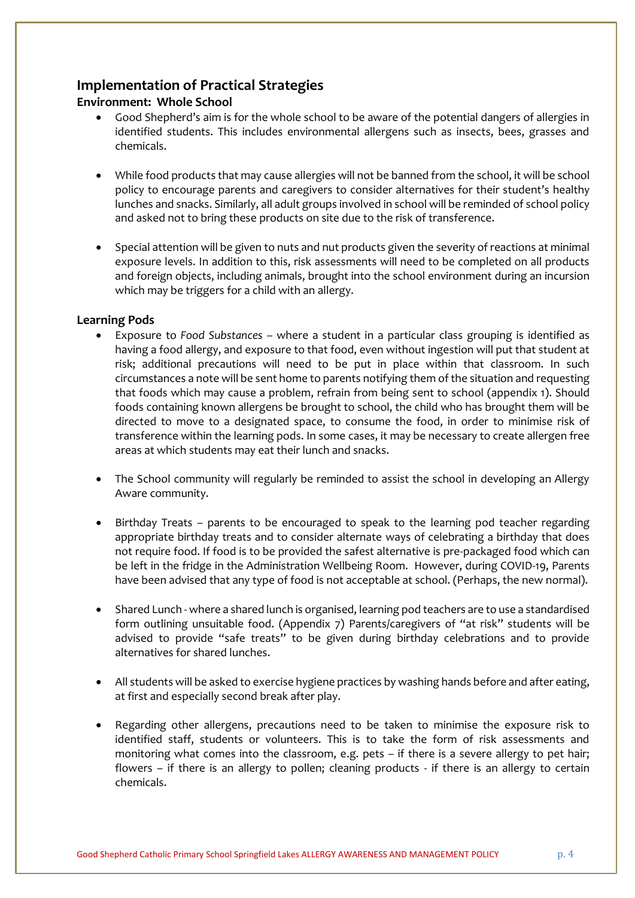## Implementation of Practical Strategies

### Environment: Whole School

- Good Shepherd's aim is for the whole school to be aware of the potential dangers of allergies in identified students. This includes environmental allergens such as insects, bees, grasses and chemicals.

- While food products that may cause allergies will not be banned from the school, it will be school policy to encourage parents and caregivers to consider alternatives for their student's healthy lunches and snacks. Similarly, all adult groups involved in school will be reminded of school policy and asked not to bring these products on site due to the risk of transference.

- Special attention will be given to nuts and nut products given the severity of reactions at minimal exposure levels. In addition to this, risk assessments will need to be completed on all products and foreign objects, including animals, brought into the school environment during an incursion which may be triggers for a child with an allergy.

### Learning Pods

- Exposure to *Food Substances* – where a student in a particular class grouping is identified as having a food allergy, and exposure to that food, even without ingestion will put that student at risk; additional precautions will need to be put in place within that classroom. In such circumstances a note will be sent home to parents notifying them of the situation and requesting that foods which may cause a problem, refrain from being sent to school (appendix 1). Should foods containing known allergens be brought to school, the child who has brought them will be directed to move to a designated space, to consume the food, in order to minimise risk of transference within the learning pods. In some cases, it may be necessary to create allergen free areas at which students may eat their lunch and snacks.

- The School community will regularly be reminded to assist the school in developing an Allergy Aware community.

- Birthday Treats – parents to be encouraged to speak to the learning pod teacher regarding appropriate birthday treats and to consider alternate ways of celebrating a birthday that does not require food. If food is to be provided the safest alternative is pre-packaged food which can be left in the fridge in the Administration Wellbeing Room. However, during COVID-19, Parents have been advised that any type of food is not acceptable at school. (Perhaps, the new normal).

- Shared Lunch - where a shared lunch is organised, learning pod teachers are to use a standardised form outlining unsuitable food. (Appendix 7) Parents/caregivers of "at risk" students will be advised to provide "safe treats" to be given during birthday celebrations and to provide alternatives for shared lunches.

- All students will be asked to exercise hygiene practices by washing hands before and after eating, at first and especially second break after play.

- Regarding other allergens, precautions need to be taken to minimise the exposure risk to identified staff, students or volunteers. This is to take the form of risk assessments and monitoring what comes into the classroom, e.g. pets – if there is a severe allergy to pet hair; flowers – if there is an allergy to pollen; cleaning products - if there is an allergy to certain chemicals.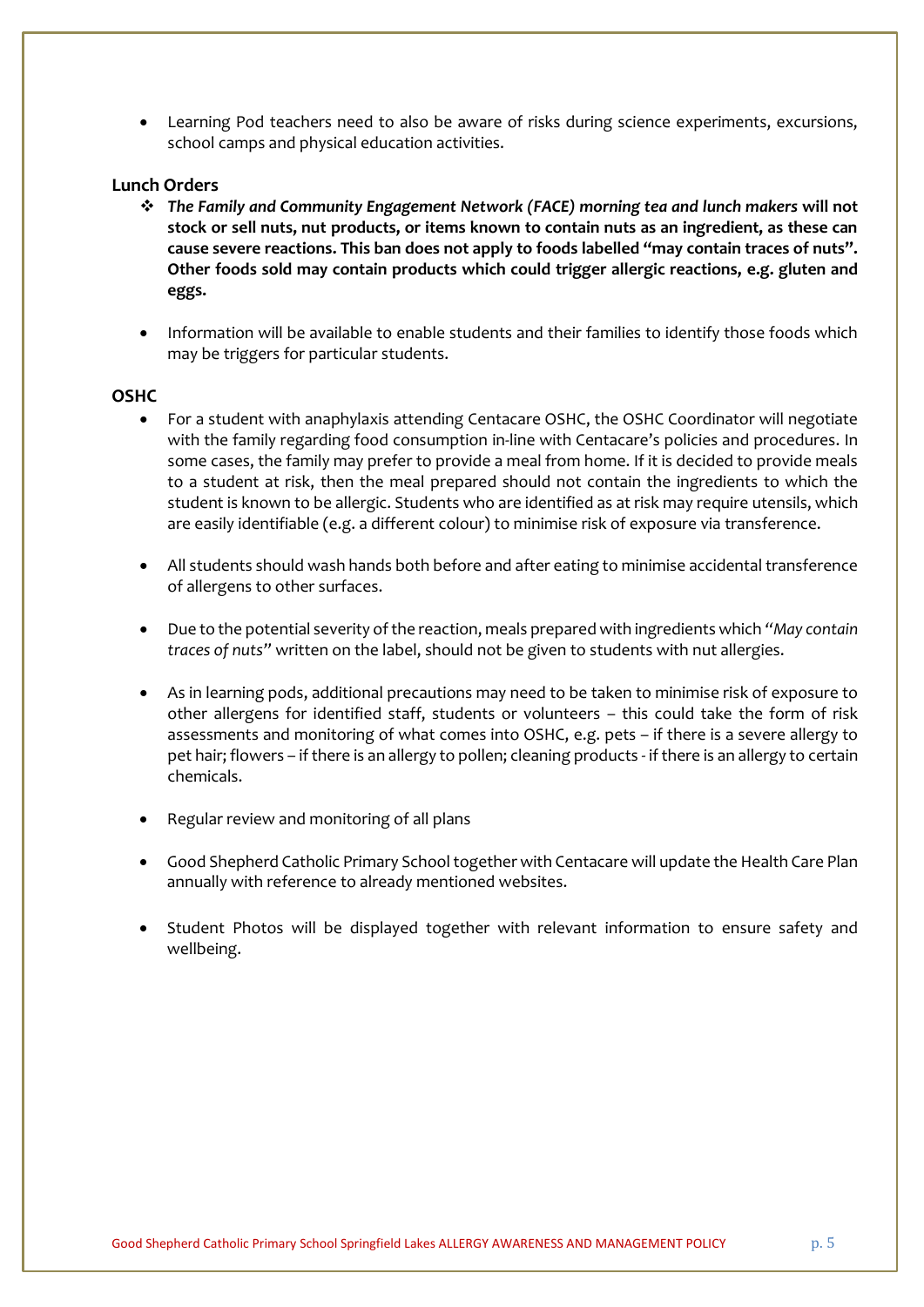- Learning Pod teachers need to also be aware of risks during science experiments, excursions, school camps and physical education activities.

**Lunch Orders**

- ***The Family and Community Engagement Network (FACE) morning tea and lunch makers*** **will not stock or sell nuts, nut products, or items known to contain nuts as an ingredient, as these can cause severe reactions. This ban does not apply to foods labelled "may contain traces of nuts". Other foods sold may contain products which could trigger allergic reactions, e.g. gluten and eggs.**

- Information will be available to enable students and their families to identify those foods which may be triggers for particular students.

**OSHC**

- For a student with anaphylaxis attending Centacare OSHC, the OSHC Coordinator will negotiate with the family regarding food consumption in-line with Centacare's policies and procedures. In some cases, the family may prefer to provide a meal from home. If it is decided to provide meals to a student at risk, then the meal prepared should not contain the ingredients to which the student is known to be allergic. Students who are identified as at risk may require utensils, which are easily identifiable (e.g. a different colour) to minimise risk of exposure via transference.

- All students should wash hands both before and after eating to minimise accidental transference of allergens to other surfaces.

- Due to the potential severity of the reaction, meals prepared with ingredients which "*May contain traces of nuts*" written on the label, should not be given to students with nut allergies.

- As in learning pods, additional precautions may need to be taken to minimise risk of exposure to other allergens for identified staff, students or volunteers – this could take the form of risk assessments and monitoring of what comes into OSHC, e.g. pets – if there is a severe allergy to pet hair; flowers – if there is an allergy to pollen; cleaning products - if there is an allergy to certain chemicals.

- Regular review and monitoring of all plans

- Good Shepherd Catholic Primary School together with Centacare will update the Health Care Plan annually with reference to already mentioned websites.

- Student Photos will be displayed together with relevant information to ensure safety and wellbeing.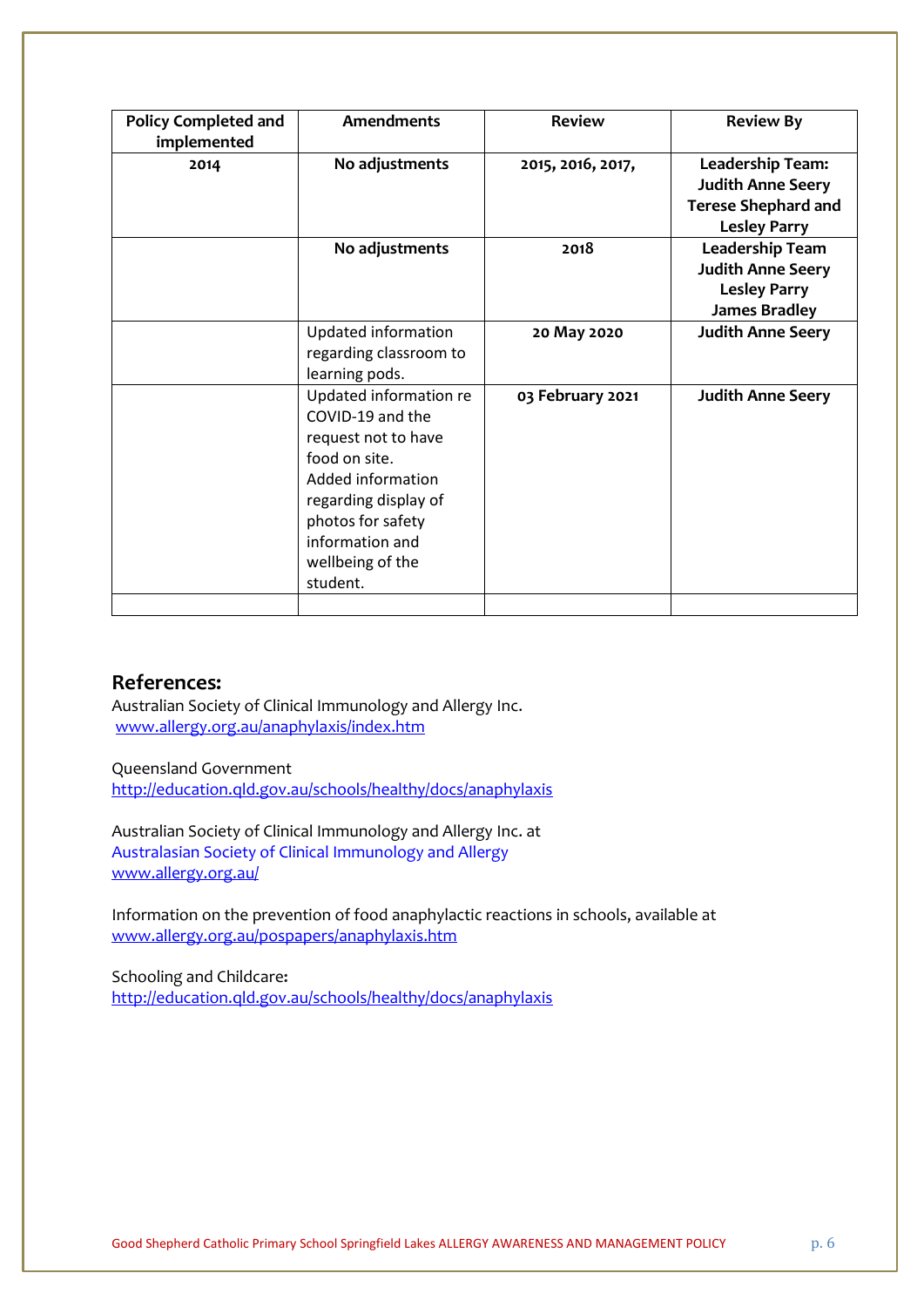| Policy Completed and implemented | Amendments | Review | Review By |
|---|---|---|---|
| **2014** | **No adjustments** | **2015, 2016, 2017,** | **Leadership Team: Judith Anne Seery Terese Shephard and Lesley Parry** |
| | **No adjustments** | **2018** | **Leadership Team Judith Anne Seery Lesley Parry James Bradley** |
| | Updated information regarding classroom to learning pods. | **20 May 2020** | **Judith Anne Seery** |
| | Updated information re COVID-19 and the request not to have food on site. Added information regarding display of photos for safety information and wellbeing of the student. | **03 February 2021** | **Judith Anne Seery** |
| | | | |

## References:

Australian Society of Clinical Immunology and Allergy Inc.
www.allergy.org.au/anaphylaxis/index.htm

Queensland Government
http://education.qld.gov.au/schools/healthy/docs/anaphylaxis

Australian Society of Clinical Immunology and Allergy Inc. at
Australasian Society of Clinical Immunology and Allergy
www.allergy.org.au/

Information on the prevention of food anaphylactic reactions in schools, available at
www.allergy.org.au/pospapers/anaphylaxis.htm

Schooling and Childcare**:**
http://education.qld.gov.au/schools/healthy/docs/anaphylaxis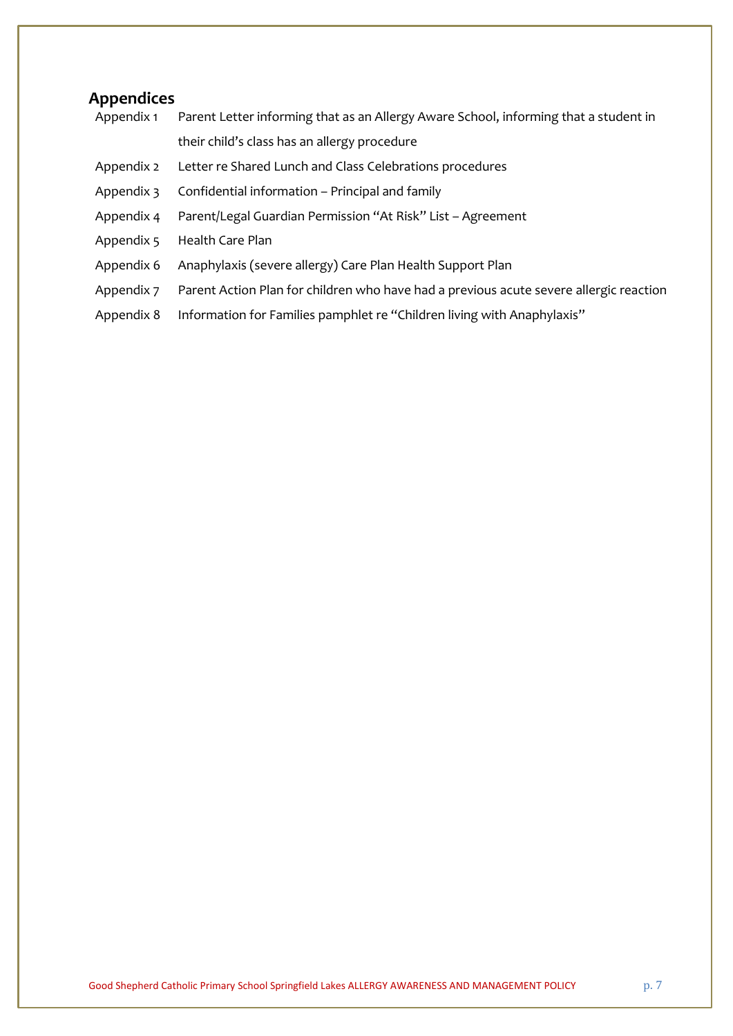## Appendices

| | |
|---|---|
| Appendix 1 | Parent Letter informing that as an Allergy Aware School, informing that a student in their child's class has an allergy procedure |
| Appendix 2 | Letter re Shared Lunch and Class Celebrations procedures |
| Appendix 3 | Confidential information – Principal and family |
| Appendix 4 | Parent/Legal Guardian Permission "At Risk" List – Agreement |
| Appendix 5 | Health Care Plan |
| Appendix 6 | Anaphylaxis (severe allergy) Care Plan Health Support Plan |
| Appendix 7 | Parent Action Plan for children who have had a previous acute severe allergic reaction |
| Appendix 8 | Information for Families pamphlet re "Children living with Anaphylaxis" |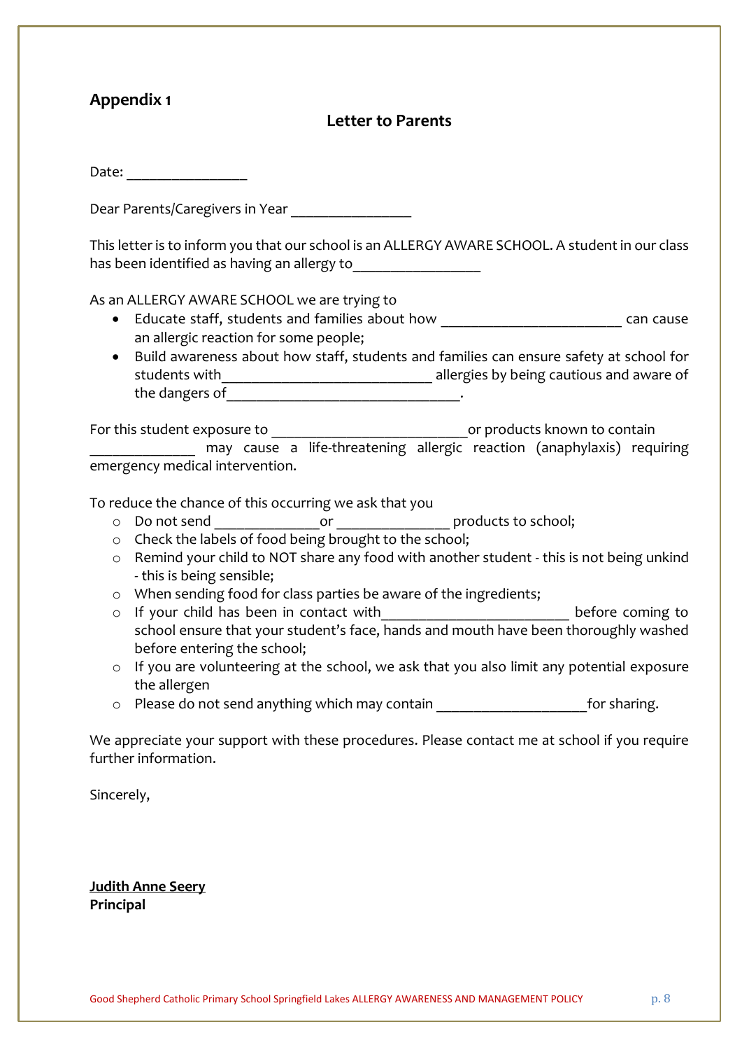## Appendix 1

### Letter to Parents

Date: ________________

Dear Parents/Caregivers in Year ________________

This letter is to inform you that our school is an ALLERGY AWARE SCHOOL. A student in our class has been identified as having an allergy to_________________

As an ALLERGY AWARE SCHOOL we are trying to

- Educate staff, students and families about how ________________________ can cause an allergic reaction for some people;
- Build awareness about how staff, students and families can ensure safety at school for students with____________________________ allergies by being cautious and aware of the dangers of_______________________________.

For this student exposure to __________________________or products known to contain ______________ may cause a life-threatening allergic reaction (anaphylaxis) requiring emergency medical intervention.

To reduce the chance of this occurring we ask that you

- Do not send ______________or _______________ products to school;
- Check the labels of food being brought to the school;
- Remind your child to NOT share any food with another student - this is not being unkind - this is being sensible;
- When sending food for class parties be aware of the ingredients;
- If your child has been in contact with_________________________ before coming to school ensure that your student's face, hands and mouth have been thoroughly washed before entering the school;
- If you are volunteering at the school, we ask that you also limit any potential exposure the allergen
- Please do not send anything which may contain ____________________for sharing.

We appreciate your support with these procedures. Please contact me at school if you require further information.

Sincerely,

**Judith Anne Seery**
**Principal**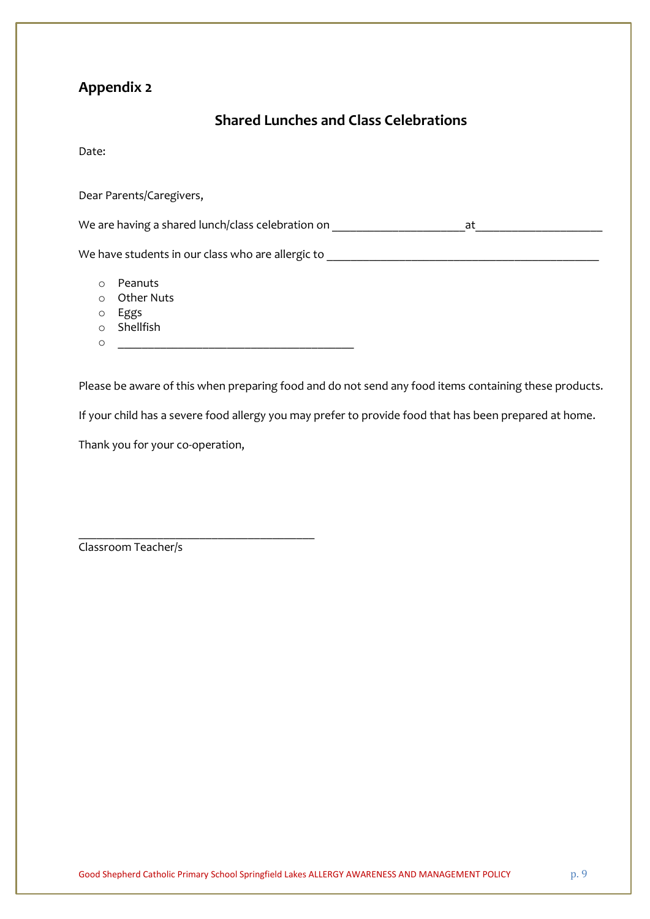## Appendix 2

### Shared Lunches and Class Celebrations

Date:

Dear Parents/Caregivers,

We are having a shared lunch/class celebration on ______________________at_____________________

We have students in our class who are allergic to ______________________________________________

- Peanuts
- Other Nuts
- Eggs
- Shellfish
- ________________________________________

Please be aware of this when preparing food and do not send any food items containing these products.

If your child has a severe food allergy you may prefer to provide food that has been prepared at home.

Thank you for your co-operation,

________________________________________
Classroom Teacher/s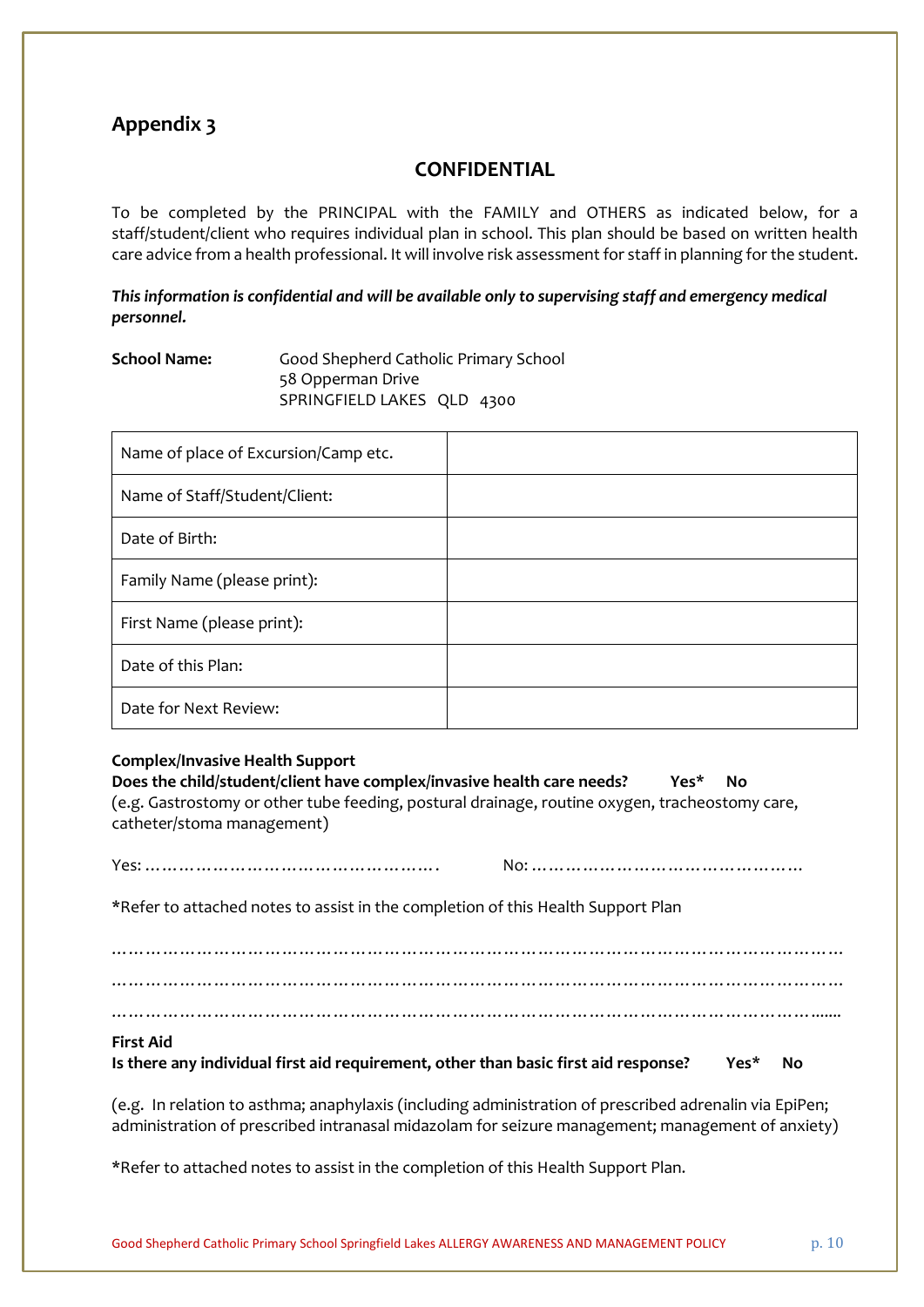## Appendix 3

### CONFIDENTIAL

To be completed by the PRINCIPAL with the FAMILY and OTHERS as indicated below, for a staff/student/client who requires individual plan in school. This plan should be based on written health care advice from a health professional. It will involve risk assessment for staff in planning for the student.

***This information is confidential and will be available only to supervising staff and emergency medical personnel.***

**School Name:** Good Shepherd Catholic Primary School
58 Opperman Drive
SPRINGFIELD LAKES QLD 4300

| | |
|---|---|
| Name of place of Excursion/Camp etc. | |
| Name of Staff/Student/Client: | |
| Date of Birth: | |
| Family Name (please print): | |
| First Name (please print): | |
| Date of this Plan: | |
| Date for Next Review: | |

**Complex/Invasive Health Support**
**Does the child/student/client have complex/invasive health care needs? Yes* No**
(e.g. Gastrostomy or other tube feeding, postural drainage, routine oxygen, tracheostomy care, catheter/stoma management)

Yes: …………………………………………. No: ………………………………………

*Refer to attached notes to assist in the completion of this Health Support Plan

……………………………………………………………………………………………………………
……………………………………………………………………………………………………………
……………………………………………………………………………………………………………

**First Aid**
**Is there any individual first aid requirement, other than basic first aid response? Yes* No**

(e.g. In relation to asthma; anaphylaxis (including administration of prescribed adrenalin via EpiPen; administration of prescribed intranasal midazolam for seizure management; management of anxiety)

*Refer to attached notes to assist in the completion of this Health Support Plan.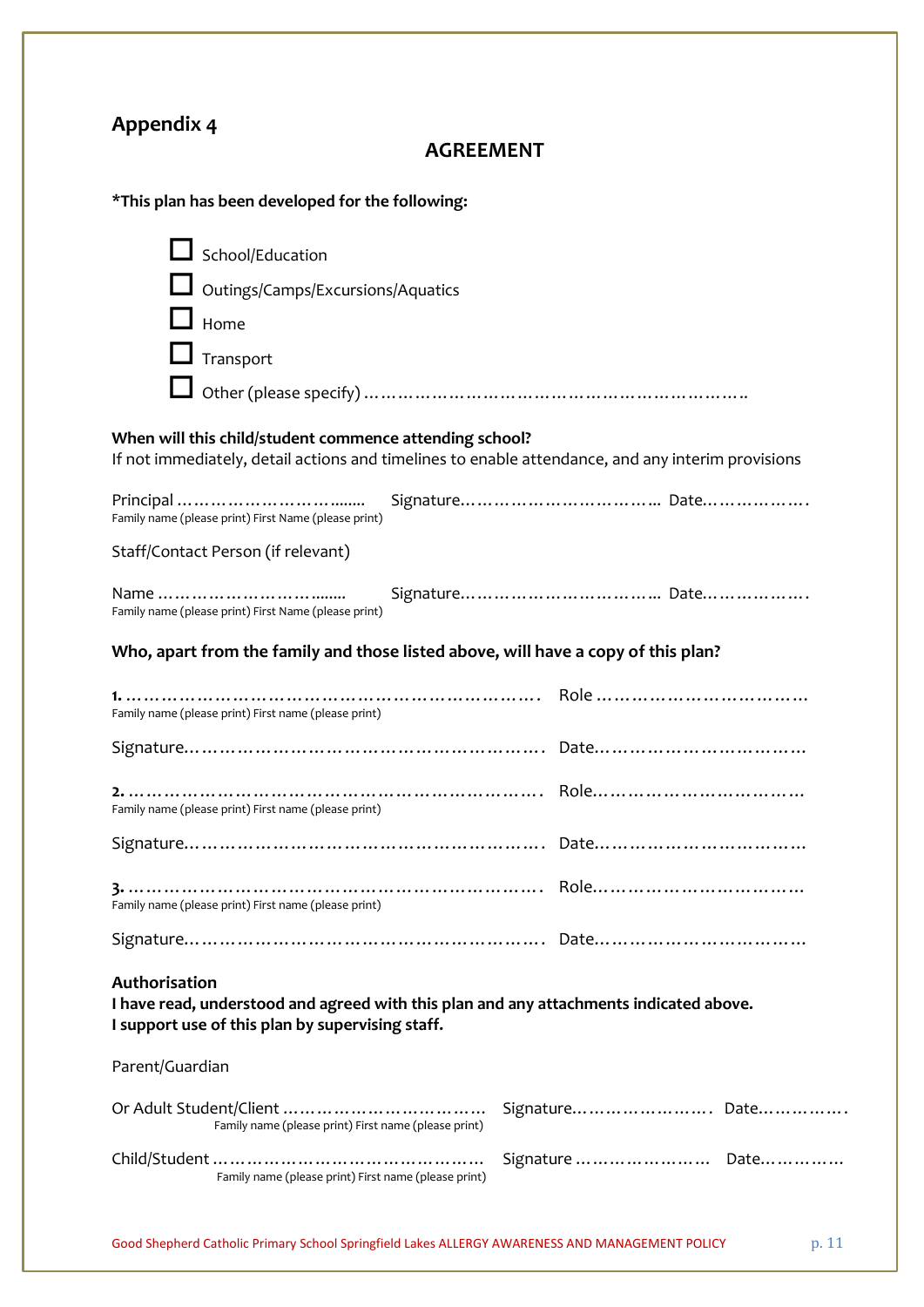## Appendix 4

### AGREEMENT

**\*This plan has been developed for the following:**

- ☐ School/Education
- ☐ Outings/Camps/Excursions/Aquatics
- ☐ Home
- ☐ Transport
- ☐ Other (please specify) ……………………………………………………………..

**When will this child/student commence attending school?**
If not immediately, detail actions and timelines to enable attendance, and any interim provisions

Principal …………………………....... Signature……………………………... Date……………….
Family name (please print) First Name (please print)

Staff/Contact Person (if relevant)

Name …………………………....... Signature……………………………... Date……………….
Family name (please print) First Name (please print)

**Who, apart from the family and those listed above, will have a copy of this plan?**

**1.** ……………………………………………………………. Role ………………………………
Family name (please print) First name (please print)

Signature…………………………………………………. Date………………………………

**2.** ……………………………………………………………. Role………………………………
Family name (please print) First name (please print)

Signature…………………………………………………. Date………………………………

**3.** ……………………………………………………………. Role………………………………
Family name (please print) First name (please print)

Signature…………………………………………………. Date………………………………

**Authorisation**
**I have read, understood and agreed with this plan and any attachments indicated above.**
**I support use of this plan by supervising staff.**

Parent/Guardian

Or Adult Student/Client ……………………………… Signature……………………. Date…………….
Family name (please print) First name (please print)

Child/Student ……………………………………….. Signature …………………… Date……………
Family name (please print) First name (please print)

Good Shepherd Catholic Primary School Springfield Lakes ALLERGY AWARENESS AND MANAGEMENT POLICY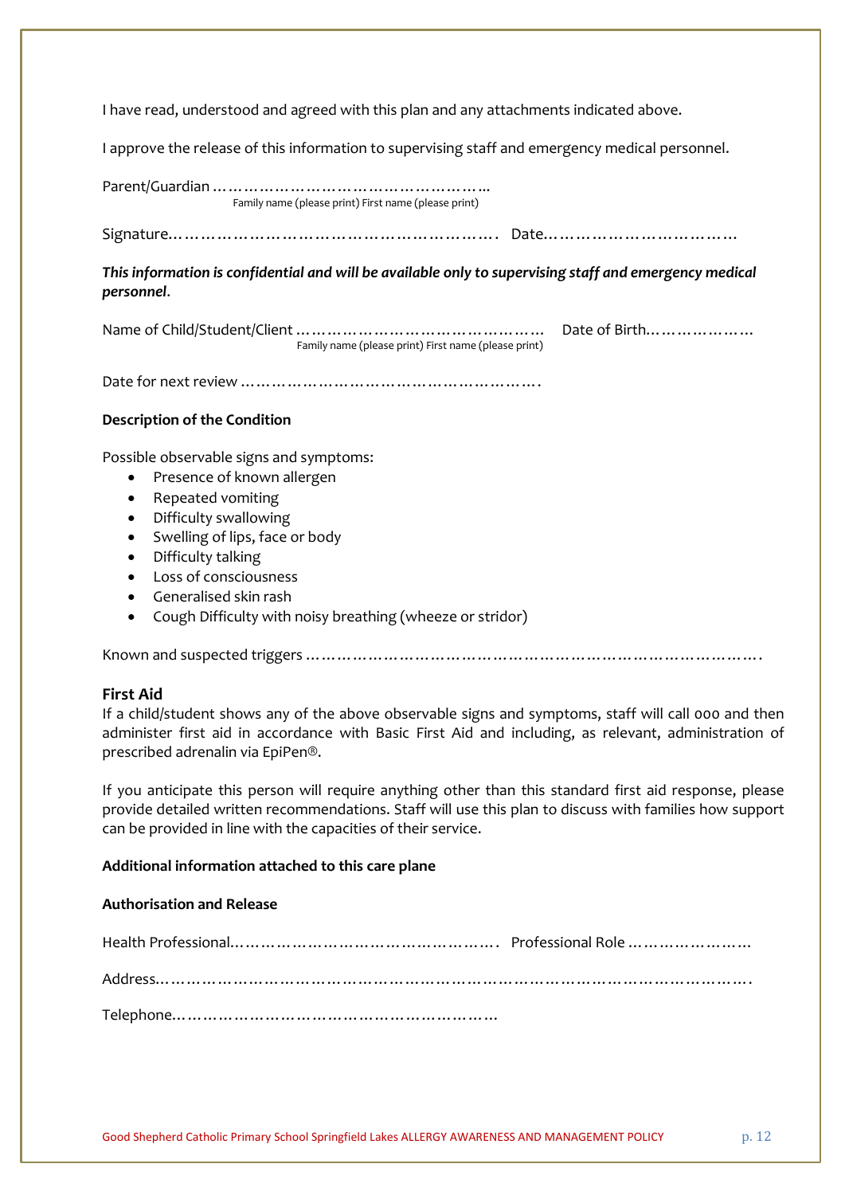I have read, understood and agreed with this plan and any attachments indicated above.

I approve the release of this information to supervising staff and emergency medical personnel.

Parent/Guardian ……………………………………………..
Family name (please print) First name (please print)

Signature……………………………………………………. Date………………………………

***This information is confidential and will be available only to supervising staff and emergency medical personnel*.**

Name of Child/Student/Client ……………………………………… Date of Birth…………………
Family name (please print) First name (please print)

Date for next review ………………………………………………….

**Description of the Condition**

Possible observable signs and symptoms:

- Presence of known allergen
- Repeated vomiting
- Difficulty swallowing
- Swelling of lips, face or body
- Difficulty talking
- Loss of consciousness
- Generalised skin rash
- Cough Difficulty with noisy breathing (wheeze or stridor)

Known and suspected triggers ……………………………………………………………………………….

### First Aid

If a child/student shows any of the above observable signs and symptoms, staff will call 000 and then administer first aid in accordance with Basic First Aid and including, as relevant, administration of prescribed adrenalin via EpiPen®.

If you anticipate this person will require anything other than this standard first aid response, please provide detailed written recommendations. Staff will use this plan to discuss with families how support can be provided in line with the capacities of their service.

**Additional information attached to this care plane**

**Authorisation and Release**

Health Professional……………………………………………. Professional Role ……………………

Address……………………………………………………………………………………………………….

Telephone………………………………………………………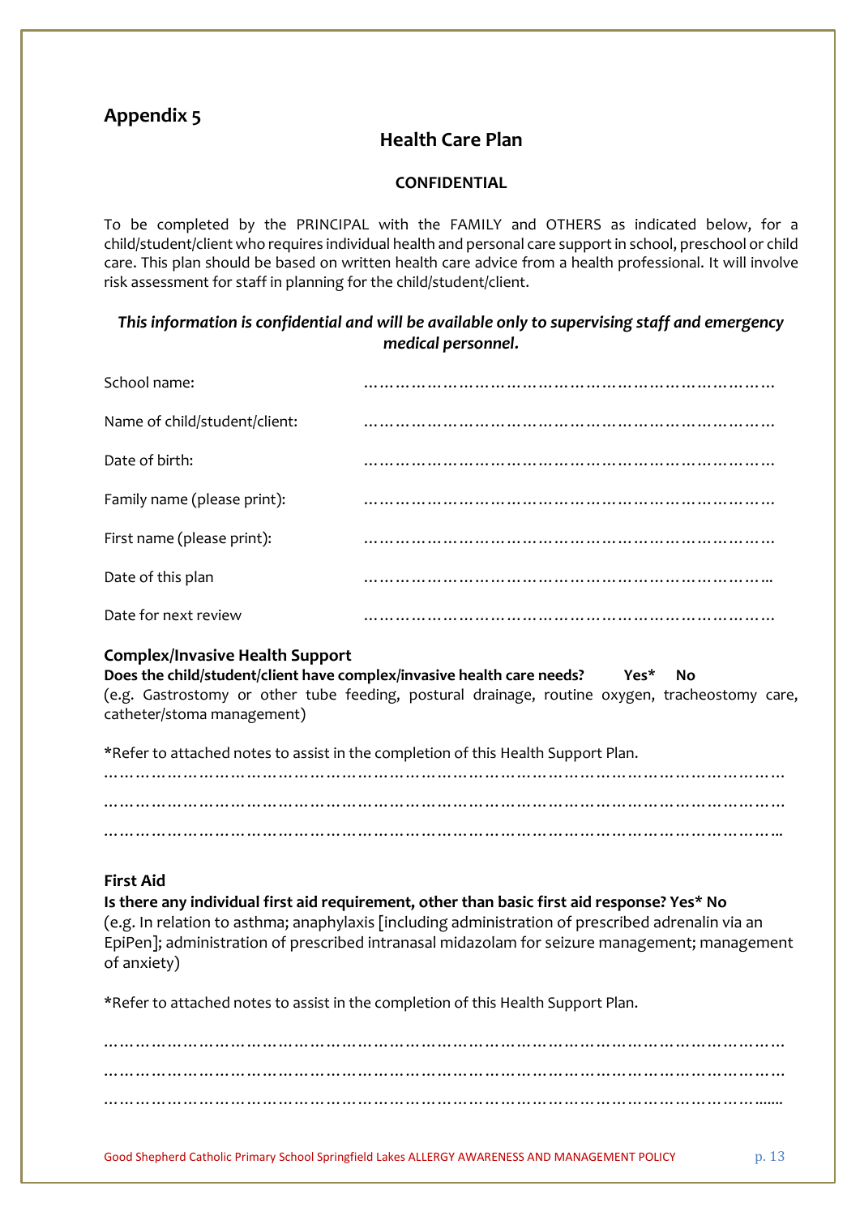## Appendix 5

# Health Care Plan

**CONFIDENTIAL**

To be completed by the PRINCIPAL with the FAMILY and OTHERS as indicated below, for a child/student/client who requires individual health and personal care support in school, preschool or child care. This plan should be based on written health care advice from a health professional. It will involve risk assessment for staff in planning for the child/student/client.

***This information is confidential and will be available only to supervising staff and emergency medical personnel.***

School name: ……………………………………………………………………

Name of child/student/client: ……………………………………………………………………

Date of birth: ……………………………………………………………………

Family name (please print): ……………………………………………………………………

First name (please print): ……………………………………………………………………

Date of this plan ……………………………………………………………………..

Date for next review ……………………………………………………………………

### Complex/Invasive Health Support

**Does the child/student/client have complex/invasive health care needs? Yes* No**

(e.g. Gastrostomy or other tube feeding, postural drainage, routine oxygen, tracheostomy care, catheter/stoma management)

*Refer to attached notes to assist in the completion of this Health Support Plan.

……………………………………………………………………………………………………………………

……………………………………………………………………………………………………………………

……………………………………………………………………………………………………………………..

### First Aid

**Is there any individual first aid requirement, other than basic first aid response? Yes* No**

(e.g. In relation to asthma; anaphylaxis [including administration of prescribed adrenalin via an EpiPen]; administration of prescribed intranasal midazolam for seizure management; management of anxiety)

*Refer to attached notes to assist in the completion of this Health Support Plan.

……………………………………………………………………………………………………………………

……………………………………………………………………………………………………………………

……………………………………………………………………………………………………………………......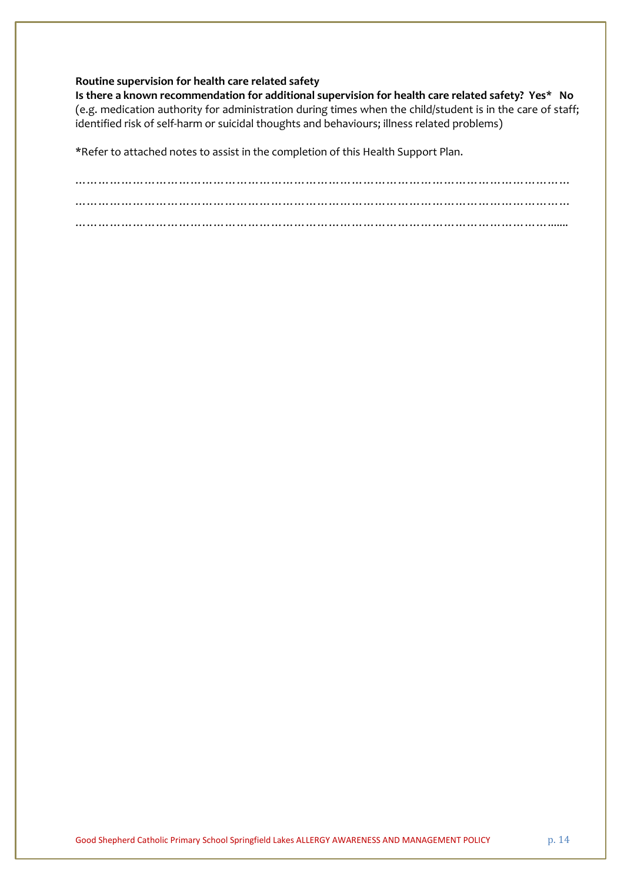**Routine supervision for health care related safety**

**Is there a known recommendation for additional supervision for health care related safety? Yes* No**

(e.g. medication authority for administration during times when the child/student is in the care of staff; identified risk of self-harm or suicidal thoughts and behaviours; illness related problems)

*Refer to attached notes to assist in the completion of this Health Support Plan.

…………………………………………………………………………………………………………………

…………………………………………………………………………………………………………………

……………………………………………………………………………………………………………......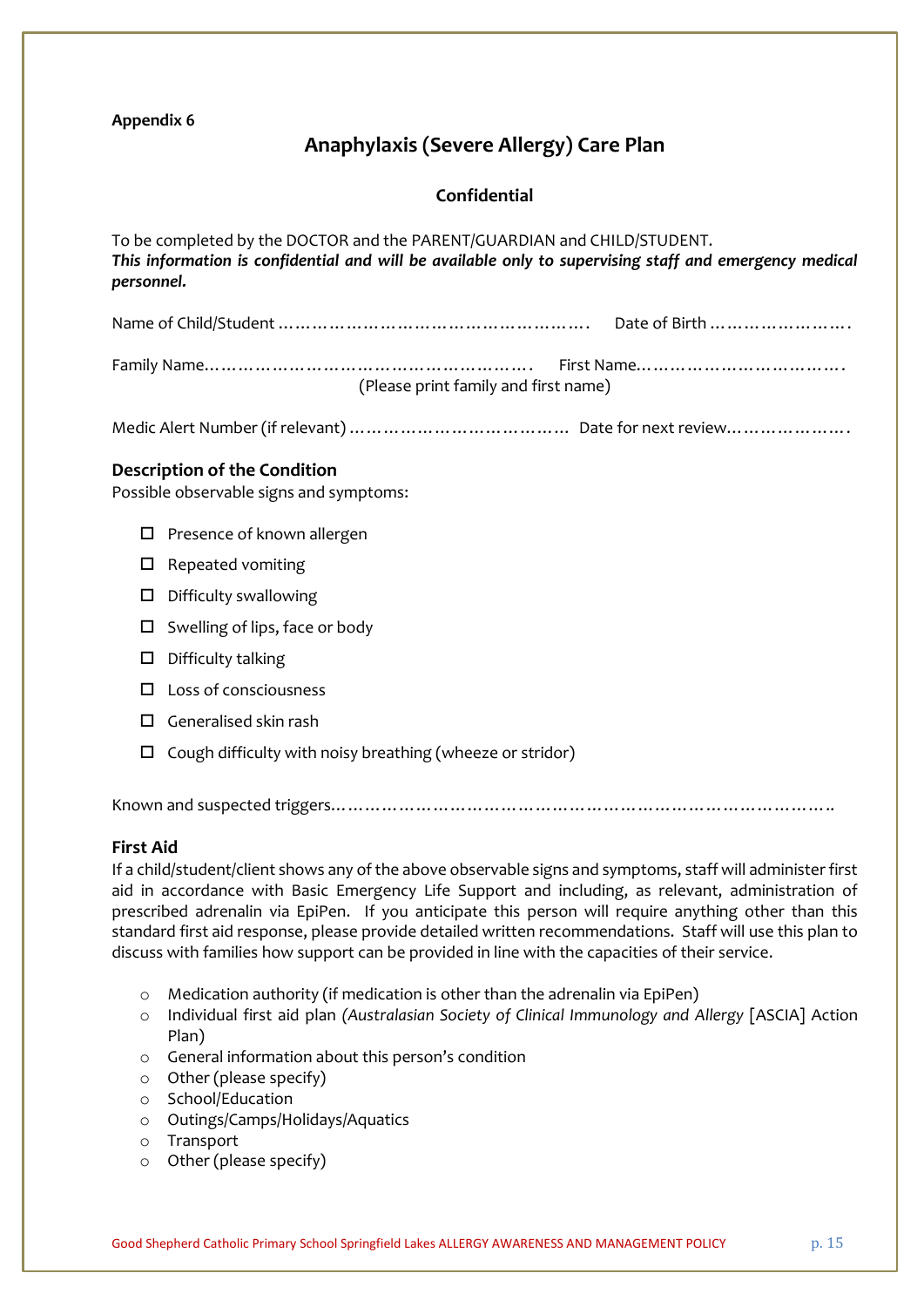**Appendix 6**

# Anaphylaxis (Severe Allergy) Care Plan

**Confidential**

To be completed by the DOCTOR and the PARENT/GUARDIAN and CHILD/STUDENT.
***This information is confidential and will be available only to supervising staff and emergency medical personnel.***

Name of Child/Student ………………………………………………. Date of Birth …………………….

Family Name………………………………………………. First Name……………………………….
(Please print family and first name)

Medic Alert Number (if relevant) ……………………………… Date for next review………………….

## Description of the Condition

Possible observable signs and symptoms:

- ☐ Presence of known allergen
- ☐ Repeated vomiting
- ☐ Difficulty swallowing
- ☐ Swelling of lips, face or body
- ☐ Difficulty talking
- ☐ Loss of consciousness
- ☐ Generalised skin rash
- ☐ Cough difficulty with noisy breathing (wheeze or stridor)

Known and suspected triggers………………………………………………………………………….

## First Aid

If a child/student/client shows any of the above observable signs and symptoms, staff will administer first aid in accordance with Basic Emergency Life Support and including, as relevant, administration of prescribed adrenalin via EpiPen. If you anticipate this person will require anything other than this standard first aid response, please provide detailed written recommendations. Staff will use this plan to discuss with families how support can be provided in line with the capacities of their service.

- Medication authority (if medication is other than the adrenalin via EpiPen)
- Individual first aid plan (*Australasian Society of Clinical Immunology and Allergy* [ASCIA] Action Plan)
- General information about this person's condition
- Other (please specify)
- School/Education
- Outings/Camps/Holidays/Aquatics
- Transport
- Other (please specify)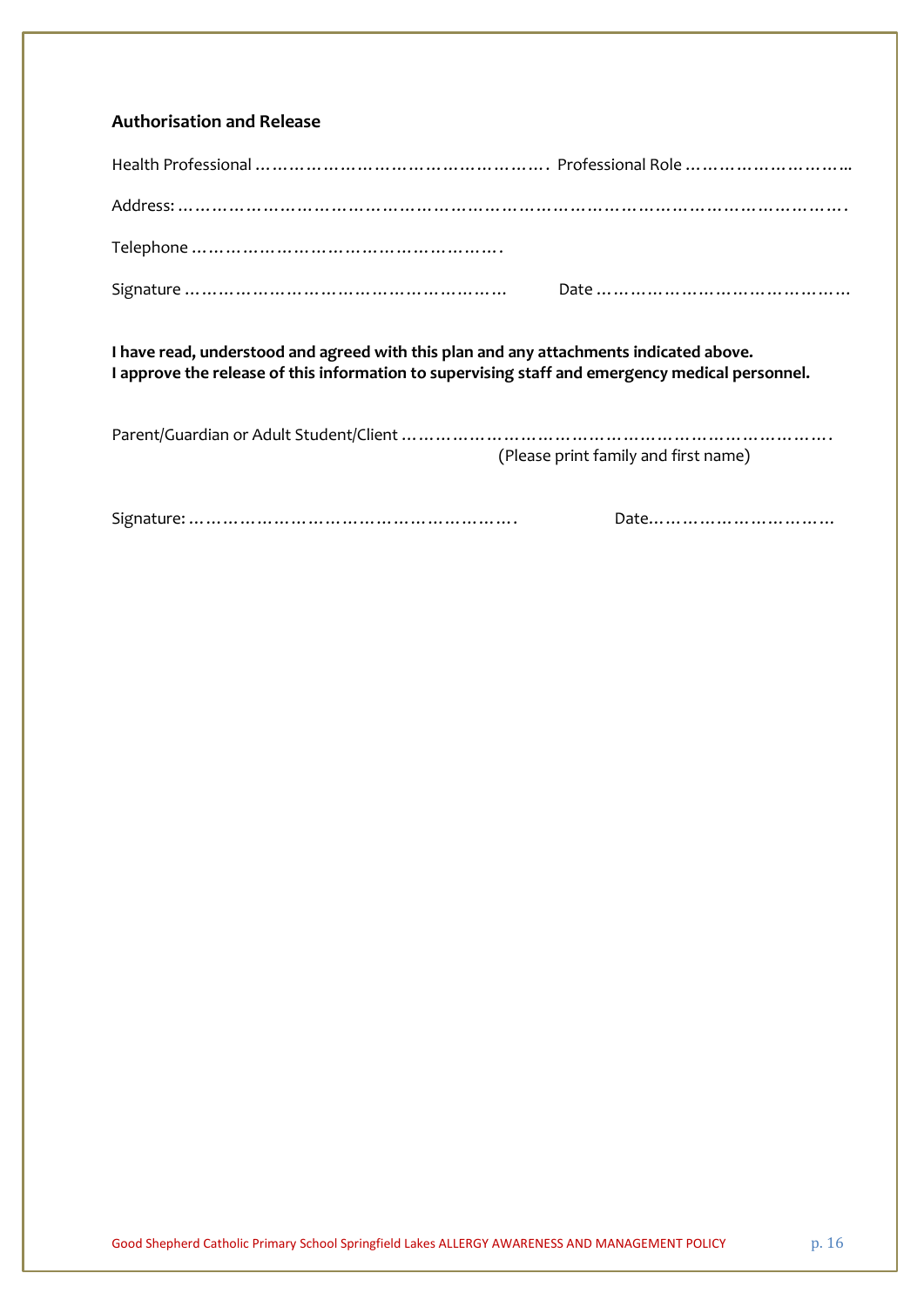**Authorisation and Release**

Health Professional ……………………………………………. Professional Role …………………………..

Address: ………………………………………………………………………………………………………….

Telephone ………………………………………………….

Signature …………………………………………………… Date ………………………………………

**I have read, understood and agreed with this plan and any attachments indicated above.**
**I approve the release of this information to supervising staff and emergency medical personnel.**

Parent/Guardian or Adult Student/Client ……………………………………………………………………….
(Please print family and first name)

Signature: ……………………………………………………. Date……………………………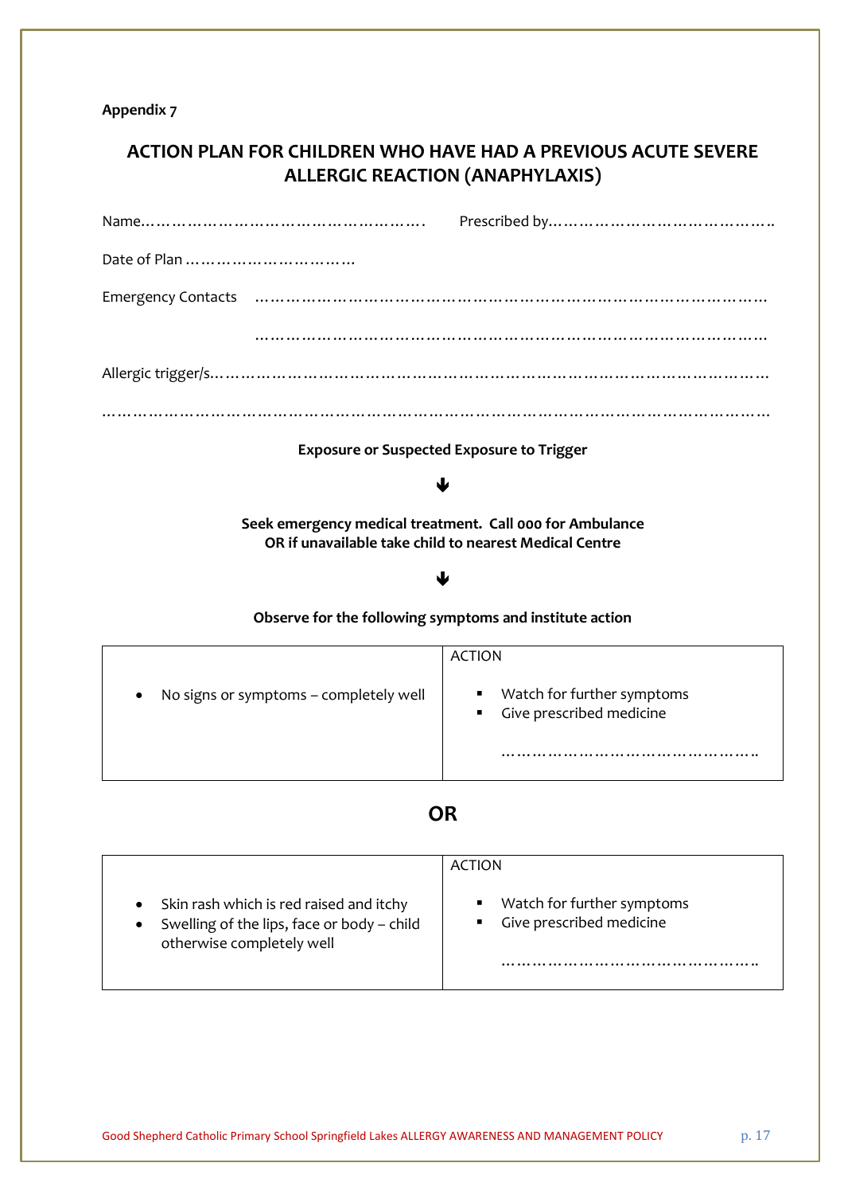**Appendix 7**

## ACTION PLAN FOR CHILDREN WHO HAVE HAD A PREVIOUS ACUTE SEVERE ALLERGIC REACTION (ANAPHYLAXIS)

Name………………………………………………. Prescribed by……………………………………..

Date of Plan …………………………

Emergency Contacts ………………………………………………………………………………………

………………………………………………………………………………………

Allergic trigger/s……………………………………………………………………………………………

……………………………………………………………………………………………………………………

**Exposure or Suspected Exposure to Trigger**

↓

**Seek emergency medical treatment. Call 000 for Ambulance**
**OR if unavailable take child to nearest Medical Centre**

↓

**Observe for the following symptoms and institute action**

| | ACTION |
|---|---|
| • No signs or symptoms – completely well | ▪ Watch for further symptoms<br>▪ Give prescribed medicine<br>………………………………………….. |

## OR

| | ACTION |
|---|---|
| • Skin rash which is red raised and itchy<br>• Swelling of the lips, face or body – child otherwise completely well | ▪ Watch for further symptoms<br>▪ Give prescribed medicine<br>………………………………………….. |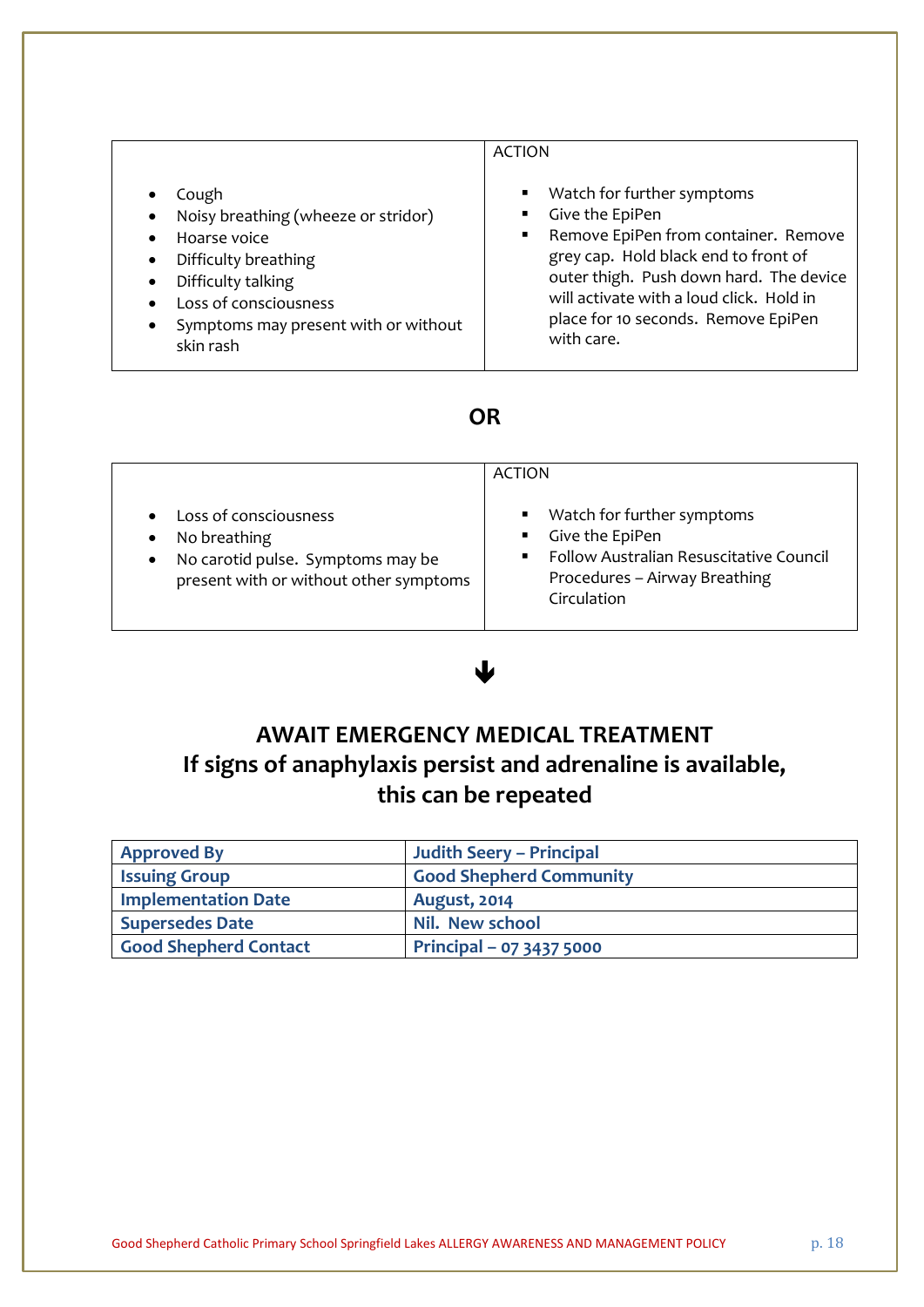| | ACTION |
|---|---|
| • Cough<br>• Noisy breathing (wheeze or stridor)<br>• Hoarse voice<br>• Difficulty breathing<br>• Difficulty talking<br>• Loss of consciousness<br>• Symptoms may present with or without skin rash | ▪ Watch for further symptoms<br>▪ Give the EpiPen<br>▪ Remove EpiPen from container. Remove grey cap. Hold black end to front of outer thigh. Push down hard. The device will activate with a loud click. Hold in place for 10 seconds. Remove EpiPen with care. |

**OR**

| | ACTION |
|---|---|
| • Loss of consciousness<br>• No breathing<br>• No carotid pulse. Symptoms may be present with or without other symptoms | ▪ Watch for further symptoms<br>▪ Give the EpiPen<br>▪ Follow Australian Resuscitative Council Procedures – Airway Breathing Circulation |

↓

## AWAIT EMERGENCY MEDICAL TREATMENT
## If signs of anaphylaxis persist and adrenaline is available, this can be repeated

| | |
|---|---|
| **Approved By** | **Judith Seery – Principal** |
| **Issuing Group** | **Good Shepherd Community** |
| **Implementation Date** | **August, 2014** |
| **Supersedes Date** | **Nil. New school** |
| **Good Shepherd Contact** | **Principal – 07 3437 5000** |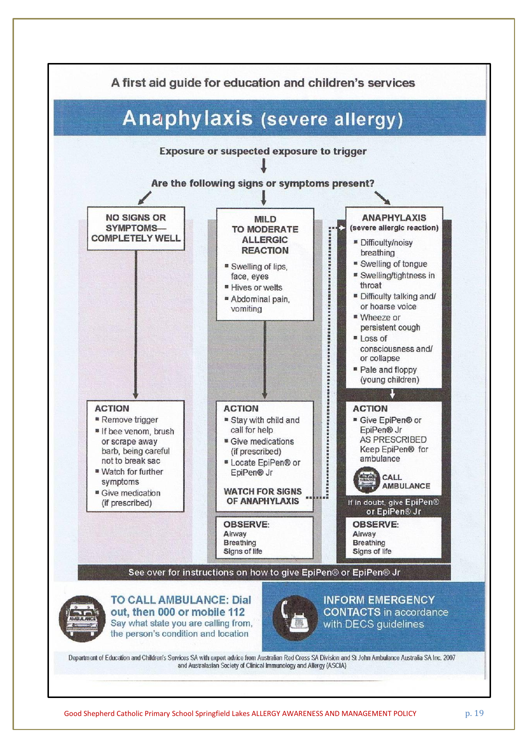A first aid guide for education and children's services

# Anaphylaxis (severe allergy)

**Exposure or suspected exposure to trigger**

**Are the following signs or symptoms present?**

### NO SIGNS OR SYMPTOMS— COMPLETELY WELL

**ACTION**

- Remove trigger
- If bee venom, brush or scrape away barb, being careful not to break sac
- Watch for further symptoms
- Give medication (if prescribed)

### MILD TO MODERATE ALLERGIC REACTION

- Swelling of lips, face, eyes
- Hives or welts
- Abdominal pain, vomiting

**ACTION**

- Stay with child and call for help
- Give medications (if prescribed)
- Locate EpiPen® or EpiPen® Jr

**WATCH FOR SIGNS OF ANAPHYLAXIS**

**OBSERVE:**
Airway
Breathing
Signs of life

### ANAPHYLAXIS (severe allergic reaction)

- Difficulty/noisy breathing
- Swelling of tongue
- Swelling/tightness in throat
- Difficulty talking and/ or hoarse voice
- Wheeze or persistent cough
- Loss of consciousness and/ or collapse
- Pale and floppy (young children)

**ACTION**

- Give EpiPen® or EpiPen® Jr AS PRESCRIBED Keep EpiPen® for ambulance

**CALL AMBULANCE**

If in doubt, give EpiPen® or EpiPen® Jr

**OBSERVE:**
Airway
Breathing
Signs of life

**See over for instructions on how to give EpiPen® or EpiPen® Jr**

**TO CALL AMBULANCE: Dial out, then 000 or mobile 112**
Say what state you are calling from, the person's condition and location

**INFORM EMERGENCY CONTACTS** in accordance with DECS guidelines

Department of Education and Children's Services SA with expert advice from Australian Red Cross SA Division and St John Ambulance Australia SA Inc. 2007 and Australasian Society of Clinical Immunology and Allergy (ASCIA)